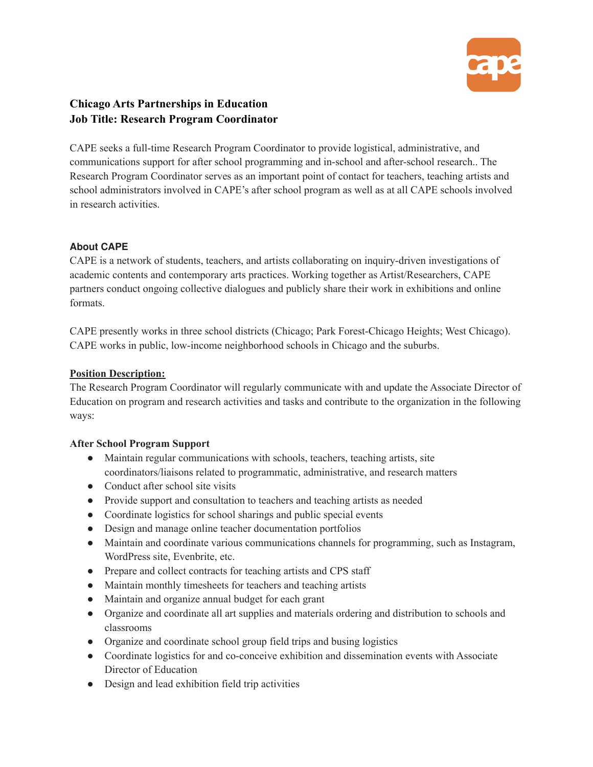**Chicago Arts Partnerships in Education**
**Job Title: Research Program Coordinator**

CAPE seeks a full-time Research Program Coordinator to provide logistical, administrative, and communications support for after school programming and in-school and after-school research.. The Research Program Coordinator serves as an important point of contact for teachers, teaching artists and school administrators involved in CAPE's after school program as well as at all CAPE schools involved in research activities.

**About CAPE**

CAPE is a network of students, teachers, and artists collaborating on inquiry-driven investigations of academic contents and contemporary arts practices. Working together as Artist/Researchers, CAPE partners conduct ongoing collective dialogues and publicly share their work in exhibitions and online formats.

CAPE presently works in three school districts (Chicago; Park Forest-Chicago Heights; West Chicago). CAPE works in public, low-income neighborhood schools in Chicago and the suburbs.

**Position Description:**

The Research Program Coordinator will regularly communicate with and update the Associate Director of Education on program and research activities and tasks and contribute to the organization in the following ways:

**After School Program Support**

- Maintain regular communications with schools, teachers, teaching artists, site coordinators/liaisons related to programmatic, administrative, and research matters
- Conduct after school site visits
- Provide support and consultation to teachers and teaching artists as needed
- Coordinate logistics for school sharings and public special events
- Design and manage online teacher documentation portfolios
- Maintain and coordinate various communications channels for programming, such as Instagram, WordPress site, Evenbrite, etc.
- Prepare and collect contracts for teaching artists and CPS staff
- Maintain monthly timesheets for teachers and teaching artists
- Maintain and organize annual budget for each grant
- Organize and coordinate all art supplies and materials ordering and distribution to schools and classrooms
- Organize and coordinate school group field trips and busing logistics
- Coordinate logistics for and co-conceive exhibition and dissemination events with Associate Director of Education
- Design and lead exhibition field trip activities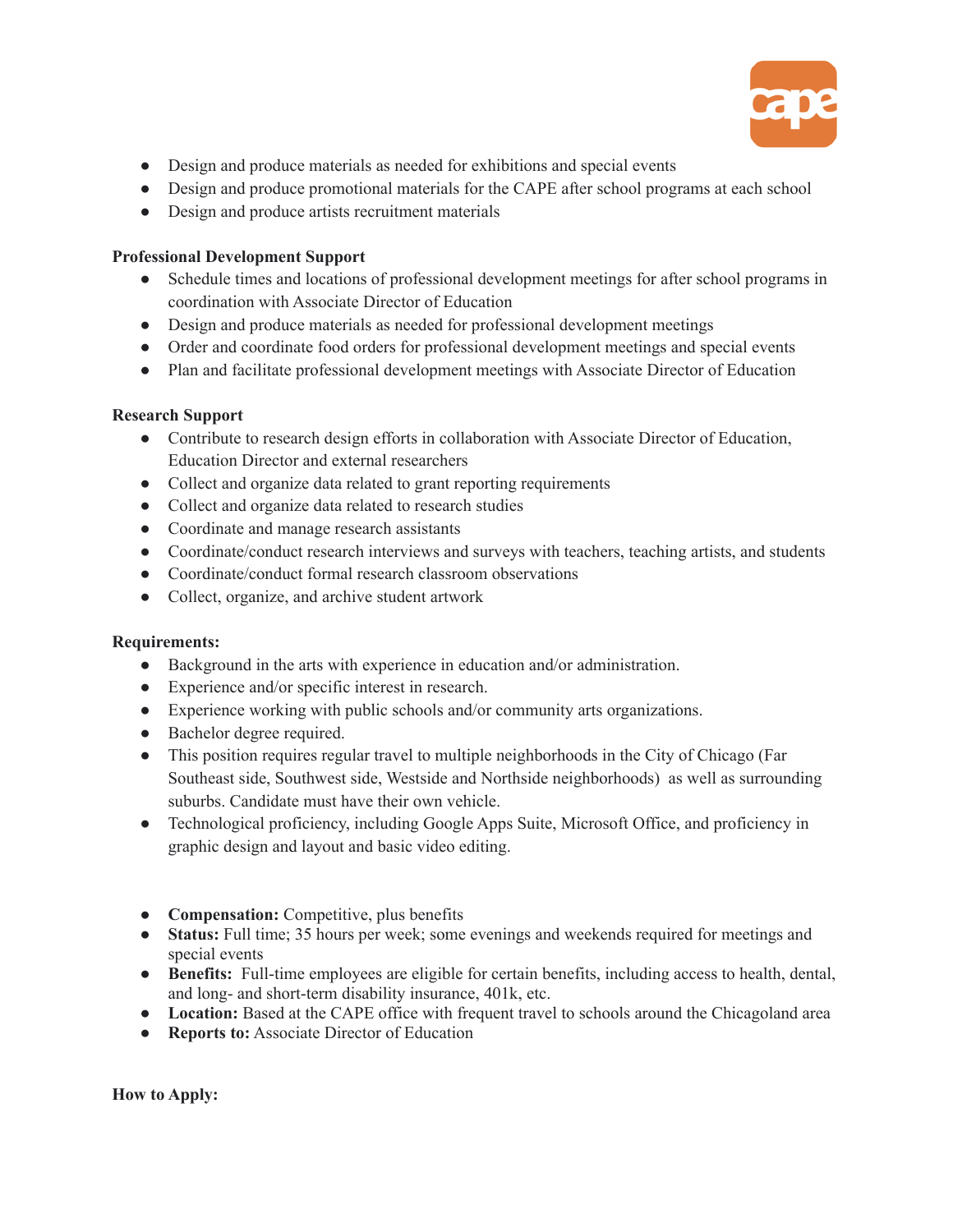- Design and produce materials as needed for exhibitions and special events
- Design and produce promotional materials for the CAPE after school programs at each school
- Design and produce artists recruitment materials

**Professional Development Support**

- Schedule times and locations of professional development meetings for after school programs in coordination with Associate Director of Education
- Design and produce materials as needed for professional development meetings
- Order and coordinate food orders for professional development meetings and special events
- Plan and facilitate professional development meetings with Associate Director of Education

**Research Support**

- Contribute to research design efforts in collaboration with Associate Director of Education, Education Director and external researchers
- Collect and organize data related to grant reporting requirements
- Collect and organize data related to research studies
- Coordinate and manage research assistants
- Coordinate/conduct research interviews and surveys with teachers, teaching artists, and students
- Coordinate/conduct formal research classroom observations
- Collect, organize, and archive student artwork

**Requirements:**

- Background in the arts with experience in education and/or administration.
- Experience and/or specific interest in research.
- Experience working with public schools and/or community arts organizations.
- Bachelor degree required.
- This position requires regular travel to multiple neighborhoods in the City of Chicago (Far Southeast side, Southwest side, Westside and Northside neighborhoods) as well as surrounding suburbs. Candidate must have their own vehicle.
- Technological proficiency, including Google Apps Suite, Microsoft Office, and proficiency in graphic design and layout and basic video editing.

- **Compensation:** Competitive, plus benefits
- **Status:** Full time; 35 hours per week; some evenings and weekends required for meetings and special events
- **Benefits:** Full-time employees are eligible for certain benefits, including access to health, dental, and long- and short-term disability insurance, 401k, etc.
- **Location:** Based at the CAPE office with frequent travel to schools around the Chicagoland area
- **Reports to:** Associate Director of Education

**How to Apply:**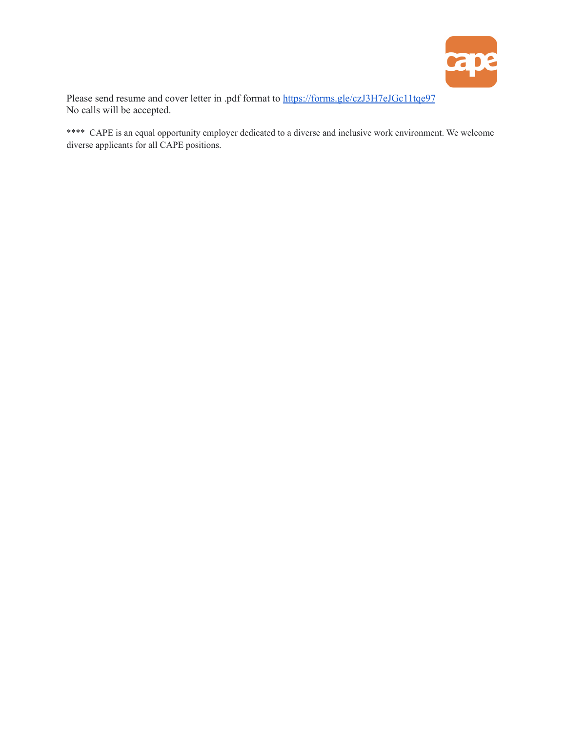Please send resume and cover letter in .pdf format to https://forms.gle/czJ3H7eJGc11tqe97
No calls will be accepted.

**** CAPE is an equal opportunity employer dedicated to a diverse and inclusive work environment. We welcome diverse applicants for all CAPE positions.